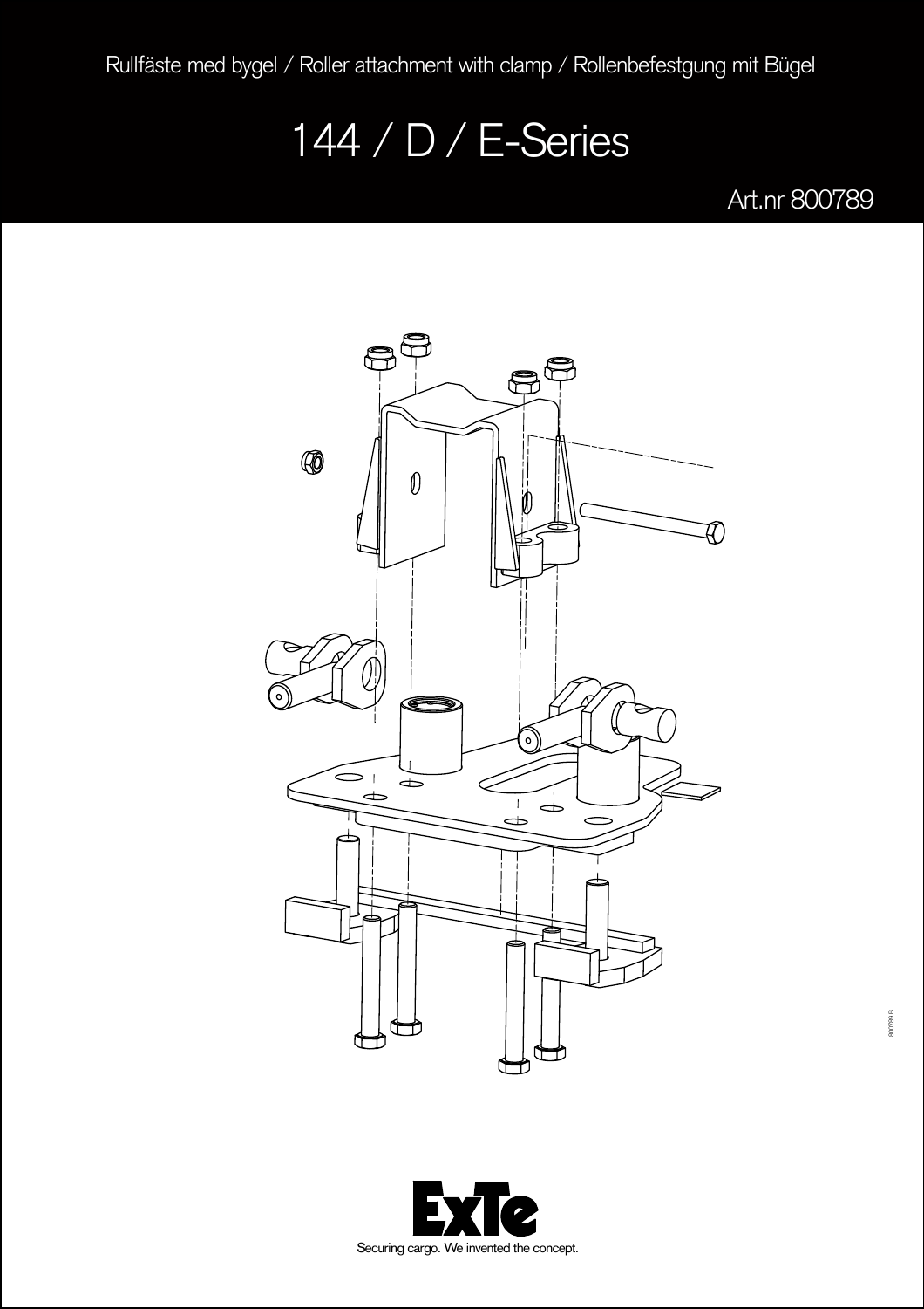Rullfäste med bygel / Roller attachment with clamp / Rollenbefestgung mit Bügel

# 144 / D / E-Series

Art.nr 800789

Securing cargo. We invented the concept.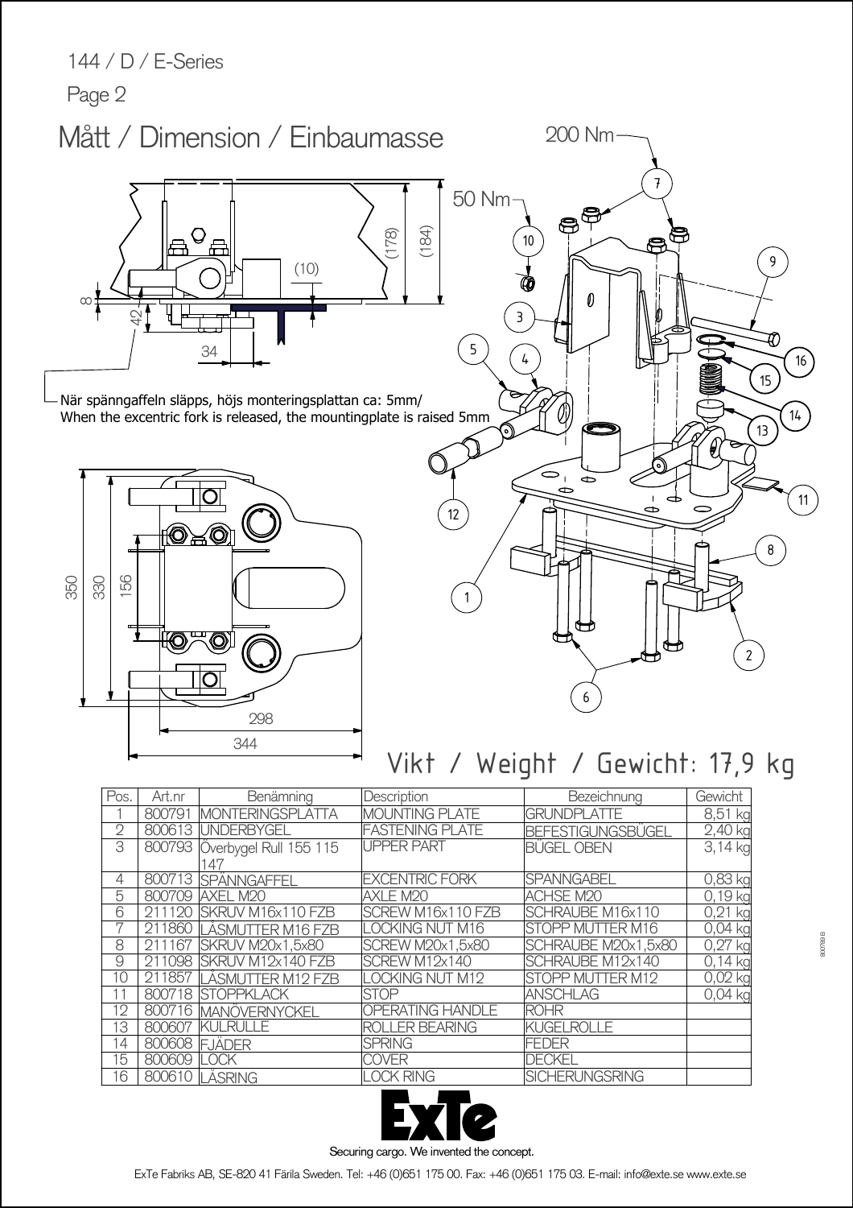144 / D / E-Series

# Mått / Dimension / Einbaumasse

200 Nm

50 Nm

(178)

(184)

(10)

8

42

34

När spänngaffeln släpps, höjs monteringsplattan ca: 5mm/
When the excentric fork is released, the mountingplate is raised 5mm

350

330

156

298

344

## Vikt / Weight / Gewicht: 17,9 kg

| Pos. | Art.nr | Benämning | Description | Bezeichnung | Gewicht |
|---|---|---|---|---|---|
| 1 | 800791 | MONTERINGSPLATTA | MOUNTING PLATE | GRUNDPLATTE | 8,51 kg |
| 2 | 800613 | UNDERBYGEL | FASTENING PLATE | BEFESTIGUNGSBÜGEL | 2,40 kg |
| 3 | 800793 | Överbygel Rull 155 115 147 | UPPER PART | BÜGEL OBEN | 3,14 kg |
| 4 | 800713 | SPÄNNGAFFEL | EXCENTRIC FORK | SPANNGABEL | 0,83 kg |
| 5 | 800709 | AXEL M20 | AXLE M20 | ACHSE M20 | 0,19 kg |
| 6 | 211120 | SKRUV M16x110 FZB | SCREW M16x110 FZB | SCHRAUBE M16x110 | 0,21 kg |
| 7 | 211860 | LÅSMUTTER M16 FZB | LOCKING NUT M16 | STOPP MUTTER M16 | 0,04 kg |
| 8 | 211167 | SKRUV M20x1,5x80 | SCREW M20x1,5x80 | SCHRAUBE M20x1,5x80 | 0,27 kg |
| 9 | 211098 | SKRUV M12x140 FZB | SCREW M12x140 | SCHRAUBE M12x140 | 0,14 kg |
| 10 | 211857 | LÅSMUTTER M12 FZB | LOCKING NUT M12 | STOPP MUTTER M12 | 0,02 kg |
| 11 | 800718 | STOPPKLACK | STOP | ANSCHLAG | 0,04 kg |
| 12 | 800716 | MANÖVERNYCKEL | OPERATING HANDLE | ROHR | |
| 13 | 800607 | KULRULLE | ROLLER BEARING | KUGELROLLE | |
| 14 | 800608 | FJÄDER | SPRING | FEDER | |
| 15 | 800609 | LOCK | COVER | DECKEL | |
| 16 | 800610 | LÅSRING | LOCK RING | SICHERUNGSRING | |

ExTe

Securing cargo. We invented the concept.

ExTe Fabriks AB, SE-820 41 Färila Sweden. Tel: +46 (0)651 175 00. Fax: +46 (0)651 175 03. E-mail: info@exte.se www.exte.se